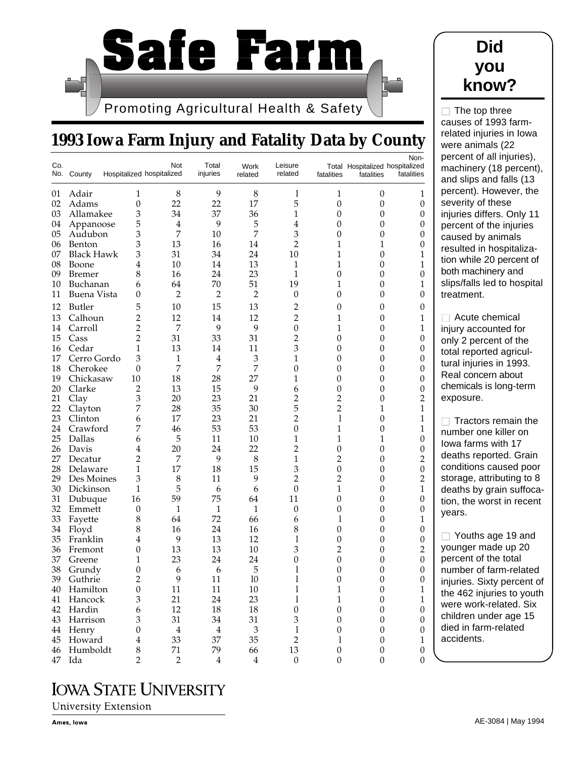# Safe Farm

Promoting Agricultural Health & Safety

## 1993 Iowa Farm Injury and Fatality Data by County

| Co. No. | County | Hospitalized | Not hospitalized | Total injuries | Work related | Leisure related | Total fatalities | Hospitalized fatalities | Non-hospitalized fatalities |
|---|---|---|---|---|---|---|---|---|---|
| 01 | Adair | 1 | 8 | 9 | 8 | 1 | 1 | 0 | 1 |
| 02 | Adams | 0 | 22 | 22 | 17 | 5 | 0 | 0 | 0 |
| 03 | Allamakee | 3 | 34 | 37 | 36 | 1 | 0 | 0 | 0 |
| 04 | Appanoose | 5 | 4 | 9 | 5 | 4 | 0 | 0 | 0 |
| 05 | Audubon | 3 | 7 | 10 | 7 | 3 | 0 | 0 | 0 |
| 06 | Benton | 3 | 13 | 16 | 14 | 2 | 1 | 1 | 0 |
| 07 | Black Hawk | 3 | 31 | 34 | 24 | 10 | 1 | 0 | 1 |
| 08 | Boone | 4 | 10 | 14 | 13 | 1 | 1 | 0 | 1 |
| 09 | Bremer | 8 | 16 | 24 | 23 | 1 | 0 | 0 | 0 |
| 10 | Buchanan | 6 | 64 | 70 | 51 | 19 | 1 | 0 | 1 |
| 11 | Buena Vista | 0 | 2 | 2 | 2 | 0 | 0 | 0 | 0 |
| 12 | Butler | 5 | 10 | 15 | 13 | 2 | 0 | 0 | 0 |
| 13 | Calhoun | 2 | 12 | 14 | 12 | 2 | 1 | 0 | 1 |
| 14 | Carroll | 2 | 7 | 9 | 9 | 0 | 1 | 0 | 1 |
| 15 | Cass | 2 | 31 | 33 | 31 | 2 | 0 | 0 | 0 |
| 16 | Cedar | 1 | 13 | 14 | 11 | 3 | 0 | 0 | 0 |
| 17 | Cerro Gordo | 3 | 1 | 4 | 3 | 1 | 0 | 0 | 0 |
| 18 | Cherokee | 0 | 7 | 7 | 7 | 0 | 0 | 0 | 0 |
| 19 | Chickasaw | 10 | 18 | 28 | 27 | 1 | 0 | 0 | 0 |
| 20 | Clarke | 2 | 13 | 15 | 9 | 6 | 0 | 0 | 0 |
| 21 | Clay | 3 | 20 | 23 | 21 | 2 | 2 | 0 | 2 |
| 22 | Clayton | 7 | 28 | 35 | 30 | 5 | 2 | 1 | 1 |
| 23 | Clinton | 6 | 17 | 23 | 21 | 2 | 1 | 0 | 1 |
| 24 | Crawford | 7 | 46 | 53 | 53 | 0 | 1 | 0 | 1 |
| 25 | Dallas | 6 | 5 | 11 | 10 | 1 | 1 | 1 | 0 |
| 26 | Davis | 4 | 20 | 24 | 22 | 2 | 0 | 0 | 0 |
| 27 | Decatur | 2 | 7 | 9 | 8 | 1 | 2 | 0 | 2 |
| 28 | Delaware | 1 | 17 | 18 | 15 | 3 | 0 | 0 | 0 |
| 29 | Des Moines | 3 | 8 | 11 | 9 | 2 | 2 | 0 | 2 |
| 30 | Dickinson | 1 | 5 | 6 | 6 | 0 | 1 | 0 | 1 |
| 31 | Dubuque | 16 | 59 | 75 | 64 | 11 | 0 | 0 | 0 |
| 32 | Emmett | 0 | 1 | 1 | 1 | 0 | 0 | 0 | 0 |
| 33 | Fayette | 8 | 64 | 72 | 66 | 6 | 1 | 0 | 1 |
| 34 | Floyd | 8 | 16 | 24 | 16 | 8 | 0 | 0 | 0 |
| 35 | Franklin | 4 | 9 | 13 | 12 | 1 | 0 | 0 | 0 |
| 36 | Fremont | 0 | 13 | 13 | 10 | 3 | 2 | 0 | 2 |
| 37 | Greene | 1 | 23 | 24 | 24 | 0 | 0 | 0 | 0 |
| 38 | Grundy | 0 | 6 | 6 | 5 | 1 | 0 | 0 | 0 |
| 39 | Guthrie | 2 | 9 | 11 | 10 | 1 | 0 | 0 | 0 |
| 40 | Hamilton | 0 | 11 | 11 | 10 | 1 | 1 | 0 | 1 |
| 41 | Hancock | 3 | 21 | 24 | 23 | 1 | 1 | 0 | 1 |
| 42 | Hardin | 6 | 12 | 18 | 18 | 0 | 0 | 0 | 0 |
| 43 | Harrison | 3 | 31 | 34 | 31 | 3 | 0 | 0 | 0 |
| 44 | Henry | 0 | 4 | 4 | 3 | 1 | 0 | 0 | 0 |
| 45 | Howard | 4 | 33 | 37 | 35 | 2 | 1 | 0 | 1 |
| 46 | Humboldt | 8 | 71 | 79 | 66 | 13 | 0 | 0 | 0 |
| 47 | Ida | 2 | 2 | 4 | 4 | 0 | 0 | 0 | 0 |

## Did you know?

- The top three causes of 1993 farm-related injuries in Iowa were animals (22 percent of all injuries), machinery (18 percent), and slips and falls (13 percent). However, the severity of these injuries differs. Only 11 percent of the injuries caused by animals resulted in hospitalization while 20 percent of both machinery and slips/falls led to hospital treatment.

- Acute chemical injury accounted for only 2 percent of the total reported agricultural injuries in 1993. Real concern about chemicals is long-term exposure.

- Tractors remain the number one killer on Iowa farms with 17 deaths reported. Grain conditions caused poor storage, attributing to 8 deaths by grain suffocation, the worst in recent years.

- Youths age 19 and younger made up 20 percent of the total number of farm-related injuries. Sixty percent of the 462 injuries to youth were work-related. Six children under age 15 died in farm-related accidents.

IOWA STATE UNIVERSITY
University Extension

Ames, Iowa

AE-3084 | May 1994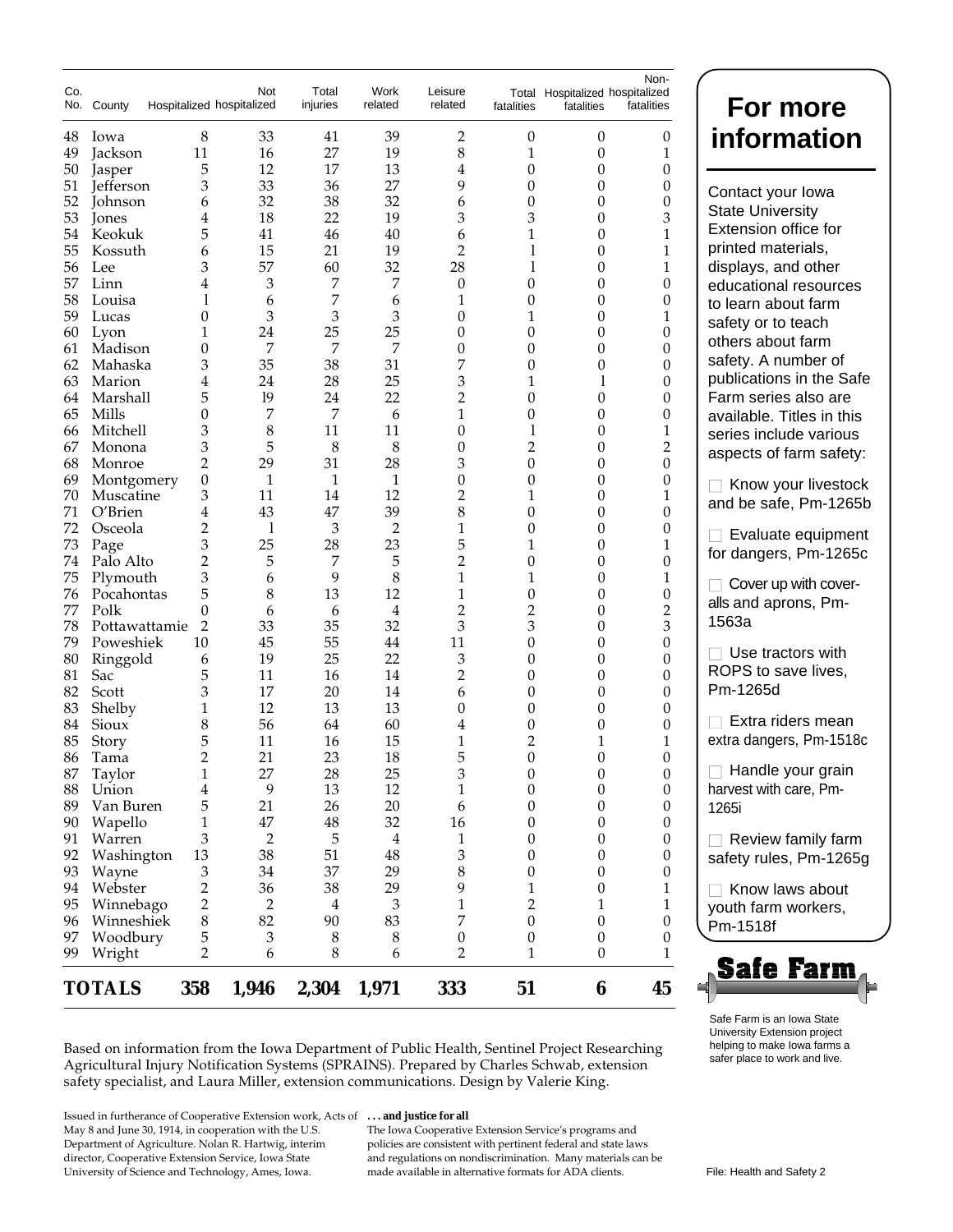| Co. No. | County | Hospitalized | Not hospitalized | Total injuries | Work related | Leisure related | Total fatalities | Hospitalized fatalities | Non-hospitalized fatalities |
|---|---|---|---|---|---|---|---|---|---|
| 48 | Iowa | 8 | 33 | 41 | 39 | 2 | 0 | 0 | 0 |
| 49 | Jackson | 11 | 16 | 27 | 19 | 8 | 1 | 0 | 1 |
| 50 | Jasper | 5 | 12 | 17 | 13 | 4 | 0 | 0 | 0 |
| 51 | Jefferson | 3 | 33 | 36 | 27 | 9 | 0 | 0 | 0 |
| 52 | Johnson | 6 | 32 | 38 | 32 | 6 | 0 | 0 | 0 |
| 53 | Jones | 4 | 18 | 22 | 19 | 3 | 3 | 0 | 3 |
| 54 | Keokuk | 5 | 41 | 46 | 40 | 6 | 1 | 0 | 1 |
| 55 | Kossuth | 6 | 15 | 21 | 19 | 2 | 1 | 0 | 1 |
| 56 | Lee | 3 | 57 | 60 | 32 | 28 | 1 | 0 | 1 |
| 57 | Linn | 4 | 3 | 7 | 7 | 0 | 0 | 0 | 0 |
| 58 | Louisa | 1 | 6 | 7 | 6 | 1 | 0 | 0 | 0 |
| 59 | Lucas | 0 | 3 | 3 | 3 | 0 | 1 | 0 | 1 |
| 60 | Lyon | 1 | 24 | 25 | 25 | 0 | 0 | 0 | 0 |
| 61 | Madison | 0 | 7 | 7 | 7 | 0 | 0 | 0 | 0 |
| 62 | Mahaska | 3 | 35 | 38 | 31 | 7 | 0 | 0 | 0 |
| 63 | Marion | 4 | 24 | 28 | 25 | 3 | 1 | 1 | 0 |
| 64 | Marshall | 5 | 19 | 24 | 22 | 2 | 0 | 0 | 0 |
| 65 | Mills | 0 | 7 | 7 | 6 | 1 | 0 | 0 | 0 |
| 66 | Mitchell | 3 | 8 | 11 | 11 | 0 | 1 | 0 | 1 |
| 67 | Monona | 3 | 5 | 8 | 8 | 0 | 2 | 0 | 2 |
| 68 | Monroe | 2 | 29 | 31 | 28 | 3 | 0 | 0 | 0 |
| 69 | Montgomery | 0 | 1 | 1 | 1 | 0 | 0 | 0 | 0 |
| 70 | Muscatine | 3 | 11 | 14 | 12 | 2 | 1 | 0 | 1 |
| 71 | O'Brien | 4 | 43 | 47 | 39 | 8 | 0 | 0 | 0 |
| 72 | Osceola | 2 | 1 | 3 | 2 | 1 | 0 | 0 | 0 |
| 73 | Page | 3 | 25 | 28 | 23 | 5 | 1 | 0 | 1 |
| 74 | Palo Alto | 2 | 5 | 7 | 5 | 2 | 0 | 0 | 0 |
| 75 | Plymouth | 3 | 6 | 9 | 8 | 1 | 1 | 0 | 1 |
| 76 | Pocahontas | 5 | 8 | 13 | 12 | 1 | 0 | 0 | 0 |
| 77 | Polk | 0 | 6 | 6 | 4 | 2 | 2 | 0 | 2 |
| 78 | Pottawattamie | 2 | 33 | 35 | 32 | 3 | 3 | 0 | 3 |
| 79 | Poweshiek | 10 | 45 | 55 | 44 | 11 | 0 | 0 | 0 |
| 80 | Ringgold | 6 | 19 | 25 | 22 | 3 | 0 | 0 | 0 |
| 81 | Sac | 5 | 11 | 16 | 14 | 2 | 0 | 0 | 0 |
| 82 | Scott | 3 | 17 | 20 | 14 | 6 | 0 | 0 | 0 |
| 83 | Shelby | 1 | 12 | 13 | 13 | 0 | 0 | 0 | 0 |
| 84 | Sioux | 8 | 56 | 64 | 60 | 4 | 0 | 0 | 0 |
| 85 | Story | 5 | 11 | 16 | 15 | 1 | 2 | 1 | 1 |
| 86 | Tama | 2 | 21 | 23 | 18 | 5 | 0 | 0 | 0 |
| 87 | Taylor | 1 | 27 | 28 | 25 | 3 | 0 | 0 | 0 |
| 88 | Union | 4 | 9 | 13 | 12 | 1 | 0 | 0 | 0 |
| 89 | Van Buren | 5 | 21 | 26 | 20 | 6 | 0 | 0 | 0 |
| 90 | Wapello | 1 | 47 | 48 | 32 | 16 | 0 | 0 | 0 |
| 91 | Warren | 3 | 2 | 5 | 4 | 1 | 0 | 0 | 0 |
| 92 | Washington | 13 | 38 | 51 | 48 | 3 | 0 | 0 | 0 |
| 93 | Wayne | 3 | 34 | 37 | 29 | 8 | 0 | 0 | 0 |
| 94 | Webster | 2 | 36 | 38 | 29 | 9 | 1 | 0 | 1 |
| 95 | Winnebago | 2 | 2 | 4 | 3 | 1 | 2 | 1 | 1 |
| 96 | Winneshiek | 8 | 82 | 90 | 83 | 7 | 0 | 0 | 0 |
| 97 | Woodbury | 5 | 3 | 8 | 8 | 0 | 0 | 0 | 0 |
| 99 | Wright | 2 | 6 | 8 | 6 | 2 | 1 | 0 | 1 |
| | **TOTALS** | **358** | **1,946** | **2,304** | **1,971** | **333** | **51** | **6** | **45** |

Based on information from the Iowa Department of Public Health, Sentinel Project Researching Agricultural Injury Notification Systems (SPRAINS). Prepared by Charles Schwab, extension safety specialist, and Laura Miller, extension communications. Design by Valerie King.

## For more information

Contact your Iowa State University Extension office for printed materials, displays, and other educational resources to learn about farm safety or to teach others about farm safety. A number of publications in the Safe Farm series also are available. Titles in this series include various aspects of farm safety:

- ☐ Know your livestock and be safe, Pm-1265b
- ☐ Evaluate equipment for dangers, Pm-1265c
- ☐ Cover up with cover-alls and aprons, Pm-1563a
- ☐ Use tractors with ROPS to save lives, Pm-1265d
- ☐ Extra riders mean extra dangers, Pm-1518c
- ☐ Handle your grain harvest with care, Pm-1265i
- ☐ Review family farm safety rules, Pm-1265g
- ☐ Know laws about youth farm workers, Pm-1518f

**Safe Farm**

Safe Farm is an Iowa State University Extension project helping to make Iowa farms a safer place to work and live.

Issued in furtherance of Cooperative Extension work, Acts of May 8 and June 30, 1914, in cooperation with the U.S. Department of Agriculture. Nolan R. Hartwig, interim director, Cooperative Extension Service, Iowa State University of Science and Technology, Ames, Iowa.

**. . . and justice for all**
The Iowa Cooperative Extension Service's programs and policies are consistent with pertinent federal and state laws and regulations on nondiscrimination. Many materials can be made available in alternative formats for ADA clients.

File: Health and Safety 2